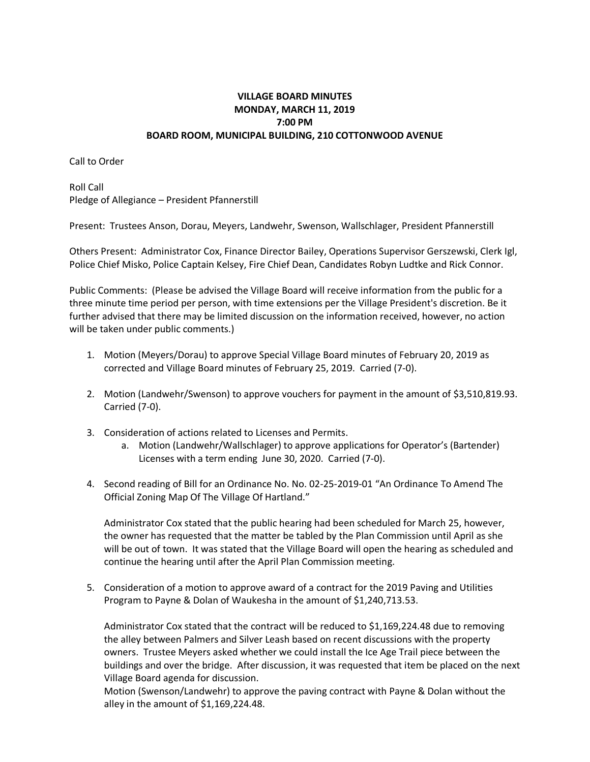# VILLAGE BOARD MINUTES
## MONDAY, MARCH 11, 2019
## 7:00 PM
## BOARD ROOM, MUNICIPAL BUILDING, 210 COTTONWOOD AVENUE

Call to Order

Roll Call
Pledge of Allegiance – President Pfannerstill

Present: Trustees Anson, Dorau, Meyers, Landwehr, Swenson, Wallschlager, President Pfannerstill

Others Present: Administrator Cox, Finance Director Bailey, Operations Supervisor Gerszewski, Clerk Igl, Police Chief Misko, Police Captain Kelsey, Fire Chief Dean, Candidates Robyn Ludtke and Rick Connor.

Public Comments: (Please be advised the Village Board will receive information from the public for a three minute time period per person, with time extensions per the Village President's discretion. Be it further advised that there may be limited discussion on the information received, however, no action will be taken under public comments.)

1. Motion (Meyers/Dorau) to approve Special Village Board minutes of February 20, 2019 as corrected and Village Board minutes of February 25, 2019. Carried (7-0).

2. Motion (Landwehr/Swenson) to approve vouchers for payment in the amount of $3,510,819.93. Carried (7-0).

3. Consideration of actions related to Licenses and Permits.
   a. Motion (Landwehr/Wallschlager) to approve applications for Operator's (Bartender) Licenses with a term ending June 30, 2020. Carried (7-0).

4. Second reading of Bill for an Ordinance No. No. 02-25-2019-01 "An Ordinance To Amend The Official Zoning Map Of The Village Of Hartland."

   Administrator Cox stated that the public hearing had been scheduled for March 25, however, the owner has requested that the matter be tabled by the Plan Commission until April as she will be out of town. It was stated that the Village Board will open the hearing as scheduled and continue the hearing until after the April Plan Commission meeting.

5. Consideration of a motion to approve award of a contract for the 2019 Paving and Utilities Program to Payne & Dolan of Waukesha in the amount of $1,240,713.53.

   Administrator Cox stated that the contract will be reduced to $1,169,224.48 due to removing the alley between Palmers and Silver Leash based on recent discussions with the property owners. Trustee Meyers asked whether we could install the Ice Age Trail piece between the buildings and over the bridge. After discussion, it was requested that item be placed on the next Village Board agenda for discussion.
   Motion (Swenson/Landwehr) to approve the paving contract with Payne & Dolan without the alley in the amount of $1,169,224.48.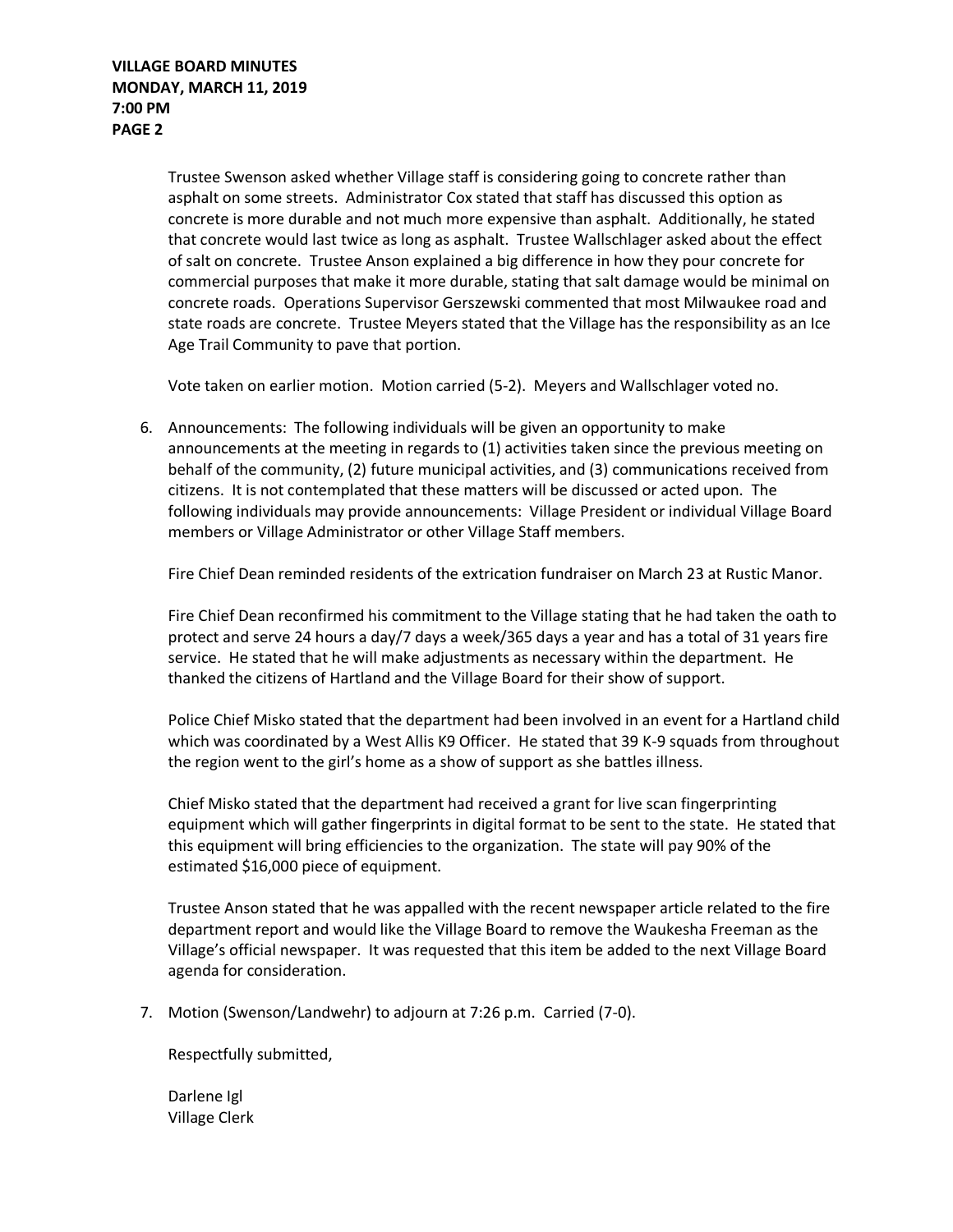Trustee Swenson asked whether Village staff is considering going to concrete rather than asphalt on some streets. Administrator Cox stated that staff has discussed this option as concrete is more durable and not much more expensive than asphalt. Additionally, he stated that concrete would last twice as long as asphalt. Trustee Wallschlager asked about the effect of salt on concrete. Trustee Anson explained a big difference in how they pour concrete for commercial purposes that make it more durable, stating that salt damage would be minimal on concrete roads. Operations Supervisor Gerszewski commented that most Milwaukee road and state roads are concrete. Trustee Meyers stated that the Village has the responsibility as an Ice Age Trail Community to pave that portion.

Vote taken on earlier motion. Motion carried (5-2). Meyers and Wallschlager voted no.

6. Announcements: The following individuals will be given an opportunity to make announcements at the meeting in regards to (1) activities taken since the previous meeting on behalf of the community, (2) future municipal activities, and (3) communications received from citizens. It is not contemplated that these matters will be discussed or acted upon. The following individuals may provide announcements: Village President or individual Village Board members or Village Administrator or other Village Staff members.

   Fire Chief Dean reminded residents of the extrication fundraiser on March 23 at Rustic Manor.

   Fire Chief Dean reconfirmed his commitment to the Village stating that he had taken the oath to protect and serve 24 hours a day/7 days a week/365 days a year and has a total of 31 years fire service. He stated that he will make adjustments as necessary within the department. He thanked the citizens of Hartland and the Village Board for their show of support.

   Police Chief Misko stated that the department had been involved in an event for a Hartland child which was coordinated by a West Allis K9 Officer. He stated that 39 K-9 squads from throughout the region went to the girl's home as a show of support as she battles illness.

   Chief Misko stated that the department had received a grant for live scan fingerprinting equipment which will gather fingerprints in digital format to be sent to the state. He stated that this equipment will bring efficiencies to the organization. The state will pay 90% of the estimated $16,000 piece of equipment.

   Trustee Anson stated that he was appalled with the recent newspaper article related to the fire department report and would like the Village Board to remove the Waukesha Freeman as the Village's official newspaper. It was requested that this item be added to the next Village Board agenda for consideration.

7. Motion (Swenson/Landwehr) to adjourn at 7:26 p.m. Carried (7-0).

   Respectfully submitted,

   Darlene Igl
   Village Clerk